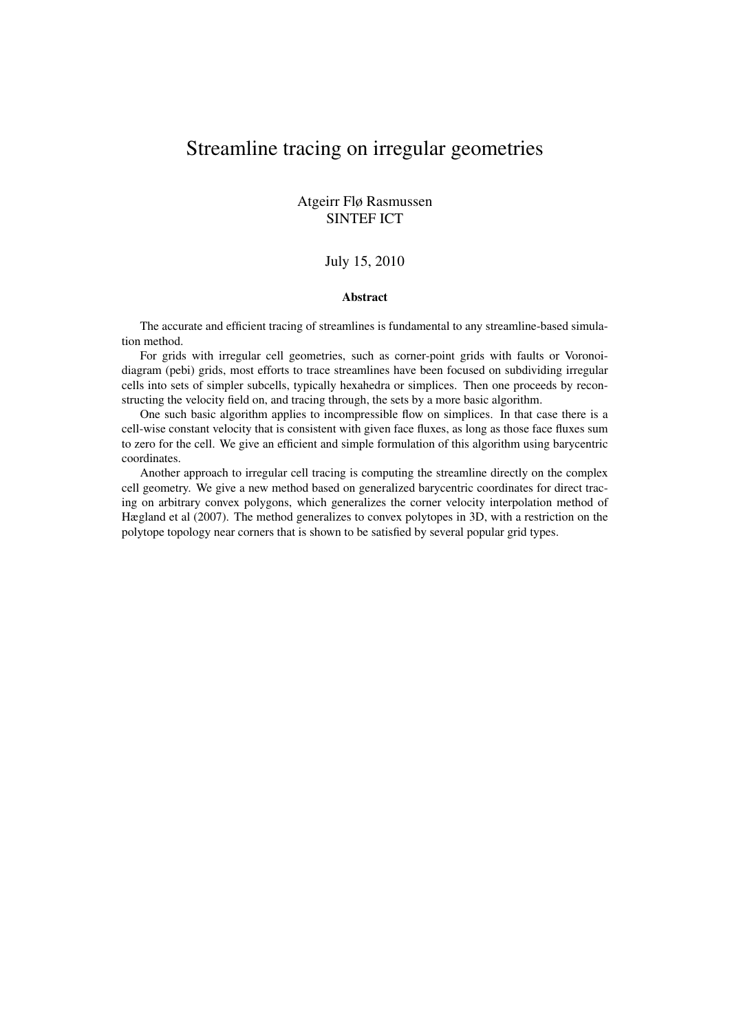# Streamline tracing on irregular geometries

Atgeirr Flø Rasmussen
SINTEF ICT

July 15, 2010

### Abstract

The accurate and efficient tracing of streamlines is fundamental to any streamline-based simulation method.

For grids with irregular cell geometries, such as corner-point grids with faults or Voronoi-diagram (pebi) grids, most efforts to trace streamlines have been focused on subdividing irregular cells into sets of simpler subcells, typically hexahedra or simplices. Then one proceeds by reconstructing the velocity field on, and tracing through, the sets by a more basic algorithm.

One such basic algorithm applies to incompressible flow on simplices. In that case there is a cell-wise constant velocity that is consistent with given face fluxes, as long as those face fluxes sum to zero for the cell. We give an efficient and simple formulation of this algorithm using barycentric coordinates.

Another approach to irregular cell tracing is computing the streamline directly on the complex cell geometry. We give a new method based on generalized barycentric coordinates for direct tracing on arbitrary convex polygons, which generalizes the corner velocity interpolation method of Hægland et al (2007). The method generalizes to convex polytopes in 3D, with a restriction on the polytope topology near corners that is shown to be satisfied by several popular grid types.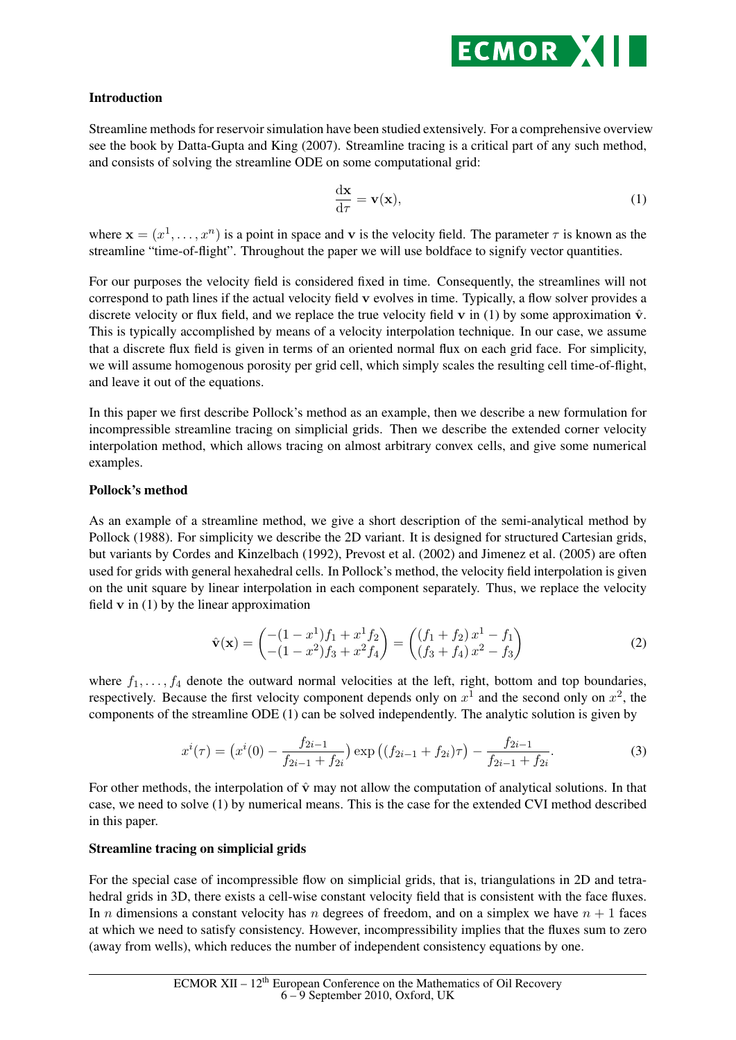## Introduction

Streamline methods for reservoir simulation have been studied extensively. For a comprehensive overview see the book by Datta-Gupta and King (2007). Streamline tracing is a critical part of any such method, and consists of solving the streamline ODE on some computational grid:

$$\frac{\mathrm{d}\mathbf{x}}{\mathrm{d}\tau} = \mathbf{v}(\mathbf{x}), \tag{1}$$

where $\mathbf{x} = (x^1, \ldots, x^n)$ is a point in space and $\mathbf{v}$ is the velocity field. The parameter $\tau$ is known as the streamline "time-of-flight". Throughout the paper we will use boldface to signify vector quantities.

For our purposes the velocity field is considered fixed in time. Consequently, the streamlines will not correspond to path lines if the actual velocity field $\mathbf{v}$ evolves in time. Typically, a flow solver provides a discrete velocity or flux field, and we replace the true velocity field $\mathbf{v}$ in (1) by some approximation $\hat{\mathbf{v}}$. This is typically accomplished by means of a velocity interpolation technique. In our case, we assume that a discrete flux field is given in terms of an oriented normal flux on each grid face. For simplicity, we will assume homogenous porosity per grid cell, which simply scales the resulting cell time-of-flight, and leave it out of the equations.

In this paper we first describe Pollock's method as an example, then we describe a new formulation for incompressible streamline tracing on simplicial grids. Then we describe the extended corner velocity interpolation method, which allows tracing on almost arbitrary convex cells, and give some numerical examples.

## Pollock's method

As an example of a streamline method, we give a short description of the semi-analytical method by Pollock (1988). For simplicity we describe the 2D variant. It is designed for structured Cartesian grids, but variants by Cordes and Kinzelbach (1992), Prevost et al. (2002) and Jimenez et al. (2005) are often used for grids with general hexahedral cells. In Pollock's method, the velocity field interpolation is given on the unit square by linear interpolation in each component separately. Thus, we replace the velocity field $\mathbf{v}$ in (1) by the linear approximation

$$\hat{\mathbf{v}}(\mathbf{x}) = \begin{pmatrix} -(1-x^1)f_1 + x^1 f_2 \\ -(1-x^2)f_3 + x^2 f_4 \end{pmatrix} = \begin{pmatrix} (f_1 + f_2)\, x^1 - f_1 \\ (f_3 + f_4)\, x^2 - f_3 \end{pmatrix} \tag{2}$$

where $f_1, \ldots, f_4$ denote the outward normal velocities at the left, right, bottom and top boundaries, respectively. Because the first velocity component depends only on $x^1$ and the second only on $x^2$, the components of the streamline ODE (1) can be solved independently. The analytic solution is given by

$$x^i(\tau) = \big(x^i(0) - \frac{f_{2i-1}}{f_{2i-1} + f_{2i}}\big) \exp\big((f_{2i-1} + f_{2i})\tau\big) - \frac{f_{2i-1}}{f_{2i-1} + f_{2i}}. \tag{3}$$

For other methods, the interpolation of $\hat{\mathbf{v}}$ may not allow the computation of analytical solutions. In that case, we need to solve (1) by numerical means. This is the case for the extended CVI method described in this paper.

## Streamline tracing on simplicial grids

For the special case of incompressible flow on simplicial grids, that is, triangulations in 2D and tetrahedral grids in 3D, there exists a cell-wise constant velocity field that is consistent with the face fluxes. In $n$ dimensions a constant velocity has $n$ degrees of freedom, and on a simplex we have $n + 1$ faces at which we need to satisfy consistency. However, incompressibility implies that the fluxes sum to zero (away from wells), which reduces the number of independent consistency equations by one.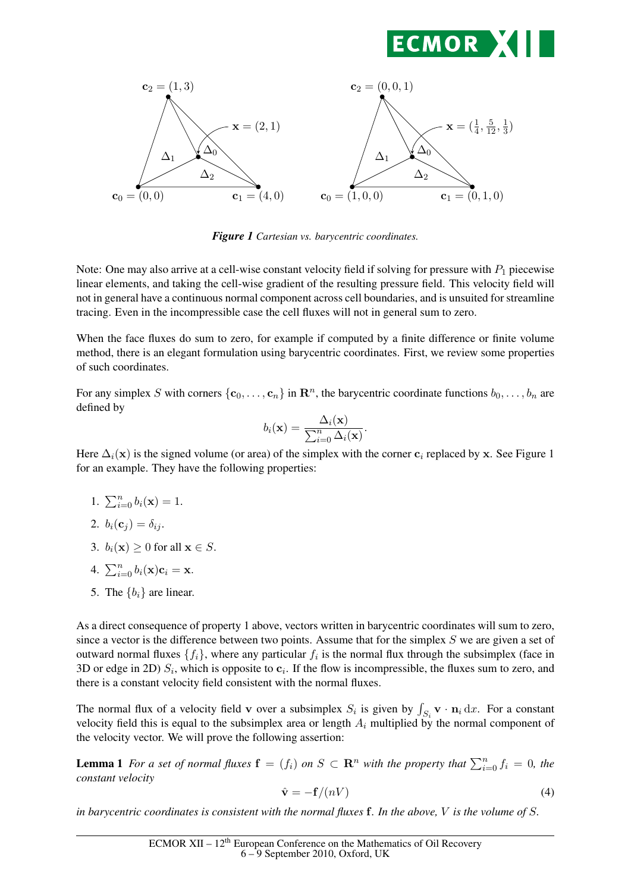**Figure 1** *Cartesian vs. barycentric coordinates.*

Note: One may also arrive at a cell-wise constant velocity field if solving for pressure with $P_1$ piecewise linear elements, and taking the cell-wise gradient of the resulting pressure field. This velocity field will not in general have a continuous normal component across cell boundaries, and is unsuited for streamline tracing. Even in the incompressible case the cell fluxes will not in general sum to zero.

When the face fluxes do sum to zero, for example if computed by a finite difference or finite volume method, there is an elegant formulation using barycentric coordinates. First, we review some properties of such coordinates.

For any simplex $S$ with corners $\{\mathbf{c}_0, \ldots, \mathbf{c}_n\}$ in $\mathbf{R}^n$, the barycentric coordinate functions $b_0, \ldots, b_n$ are defined by

$$b_i(\mathbf{x}) = \frac{\Delta_i(\mathbf{x})}{\sum_{i=0}^n \Delta_i(\mathbf{x})}.$$

Here $\Delta_i(\mathbf{x})$ is the signed volume (or area) of the simplex with the corner $\mathbf{c}_i$ replaced by $\mathbf{x}$. See Figure 1 for an example. They have the following properties:

1. $\sum_{i=0}^n b_i(\mathbf{x}) = 1$.
2. $b_i(\mathbf{c}_j) = \delta_{ij}$.
3. $b_i(\mathbf{x}) \geq 0$ for all $\mathbf{x} \in S$.
4. $\sum_{i=0}^n b_i(\mathbf{x})\mathbf{c}_i = \mathbf{x}$.
5. The $\{b_i\}$ are linear.

As a direct consequence of property 1 above, vectors written in barycentric coordinates will sum to zero, since a vector is the difference between two points. Assume that for the simplex $S$ we are given a set of outward normal fluxes $\{f_i\}$, where any particular $f_i$ is the normal flux through the subsimplex (face in 3D or edge in 2D) $S_i$, which is opposite to $\mathbf{c}_i$. If the flow is incompressible, the fluxes sum to zero, and there is a constant velocity field consistent with the normal fluxes.

The normal flux of a velocity field $\mathbf{v}$ over a subsimplex $S_i$ is given by $\int_{S_i} \mathbf{v} \cdot \mathbf{n}_i \, \mathrm{d}x$. For a constant velocity field this is equal to the subsimplex area or length $A_i$ multiplied by the normal component of the velocity vector. We will prove the following assertion:

**Lemma 1** *For a set of normal fluxes $\mathbf{f} = (f_i)$ on $S \subset \mathbf{R}^n$ with the property that $\sum_{i=0}^n f_i = 0$, the constant velocity*

$$\hat{\mathbf{v}} = -\mathbf{f}/(nV) \tag{4}$$

*in barycentric coordinates is consistent with the normal fluxes $\mathbf{f}$. In the above, $V$ is the volume of $S$.*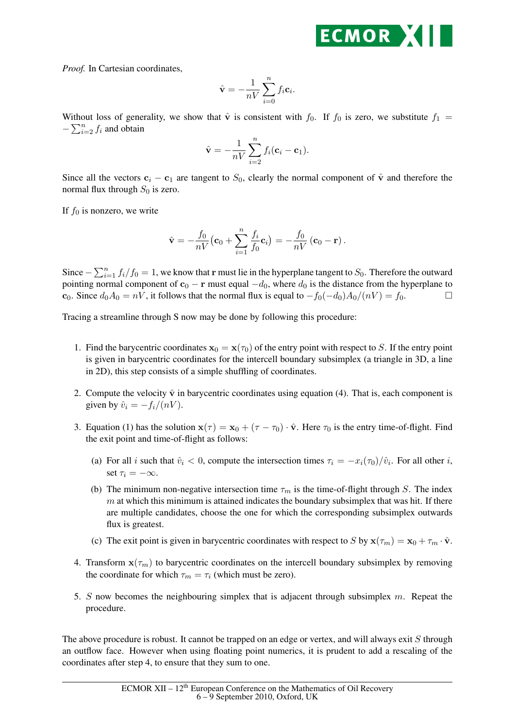*Proof.* In Cartesian coordinates,

$$\hat{\mathbf{v}} = -\frac{1}{nV} \sum_{i=0}^{n} f_i \mathbf{c}_i.$$

Without loss of generality, we show that $\hat{\mathbf{v}}$ is consistent with $f_0$. If $f_0$ is zero, we substitute $f_1 = -\sum_{i=2}^{n} f_i$ and obtain

$$\hat{\mathbf{v}} = -\frac{1}{nV} \sum_{i=2}^{n} f_i (\mathbf{c}_i - \mathbf{c}_1).$$

Since all the vectors $\mathbf{c}_i - \mathbf{c}_1$ are tangent to $S_0$, clearly the normal component of $\hat{\mathbf{v}}$ and therefore the normal flux through $S_0$ is zero.

If $f_0$ is nonzero, we write

$$\hat{\mathbf{v}} = -\frac{f_0}{nV} \big(\mathbf{c}_0 + \sum_{i=1}^{n} \frac{f_i}{f_0} \mathbf{c}_i\big) = -\frac{f_0}{nV} \left(\mathbf{c}_0 - \mathbf{r}\right).$$

Since $-\sum_{i=1}^{n} f_i/f_0 = 1$, we know that $\mathbf{r}$ must lie in the hyperplane tangent to $S_0$. Therefore the outward pointing normal component of $\mathbf{c}_0 - \mathbf{r}$ must equal $-d_0$, where $d_0$ is the distance from the hyperplane to $\mathbf{c}_0$. Since $d_0 A_0 = nV$, it follows that the normal flux is equal to $-f_0(-d_0)A_0/(nV) = f_0$. □

Tracing a streamline through S now may be done by following this procedure:

1. Find the barycentric coordinates $\mathbf{x}_0 = \mathbf{x}(\tau_0)$ of the entry point with respect to $S$. If the entry point is given in barycentric coordinates for the intercell boundary subsimplex (a triangle in 3D, a line in 2D), this step consists of a simple shuffling of coordinates.

2. Compute the velocity $\hat{\mathbf{v}}$ in barycentric coordinates using equation (4). That is, each component is given by $\hat{v}_i = -f_i/(nV)$.

3. Equation (1) has the solution $\mathbf{x}(\tau) = \mathbf{x}_0 + (\tau - \tau_0) \cdot \hat{\mathbf{v}}$. Here $\tau_0$ is the entry time-of-flight. Find the exit point and time-of-flight as follows:

   (a) For all $i$ such that $\hat{v}_i < 0$, compute the intersection times $\tau_i = -x_i(\tau_0)/\hat{v}_i$. For all other $i$, set $\tau_i = -\infty$.

   (b) The minimum non-negative intersection time $\tau_m$ is the time-of-flight through $S$. The index $m$ at which this minimum is attained indicates the boundary subsimplex that was hit. If there are multiple candidates, choose the one for which the corresponding subsimplex outwards flux is greatest.

   (c) The exit point is given in barycentric coordinates with respect to $S$ by $\mathbf{x}(\tau_m) = \mathbf{x}_0 + \tau_m \cdot \hat{\mathbf{v}}$.

4. Transform $\mathbf{x}(\tau_m)$ to barycentric coordinates on the intercell boundary subsimplex by removing the coordinate for which $\tau_m = \tau_i$ (which must be zero).

5. $S$ now becomes the neighbouring simplex that is adjacent through subsimplex $m$. Repeat the procedure.

The above procedure is robust. It cannot be trapped on an edge or vertex, and will always exit $S$ through an outflow face. However when using floating point numerics, it is prudent to add a rescaling of the coordinates after step 4, to ensure that they sum to one.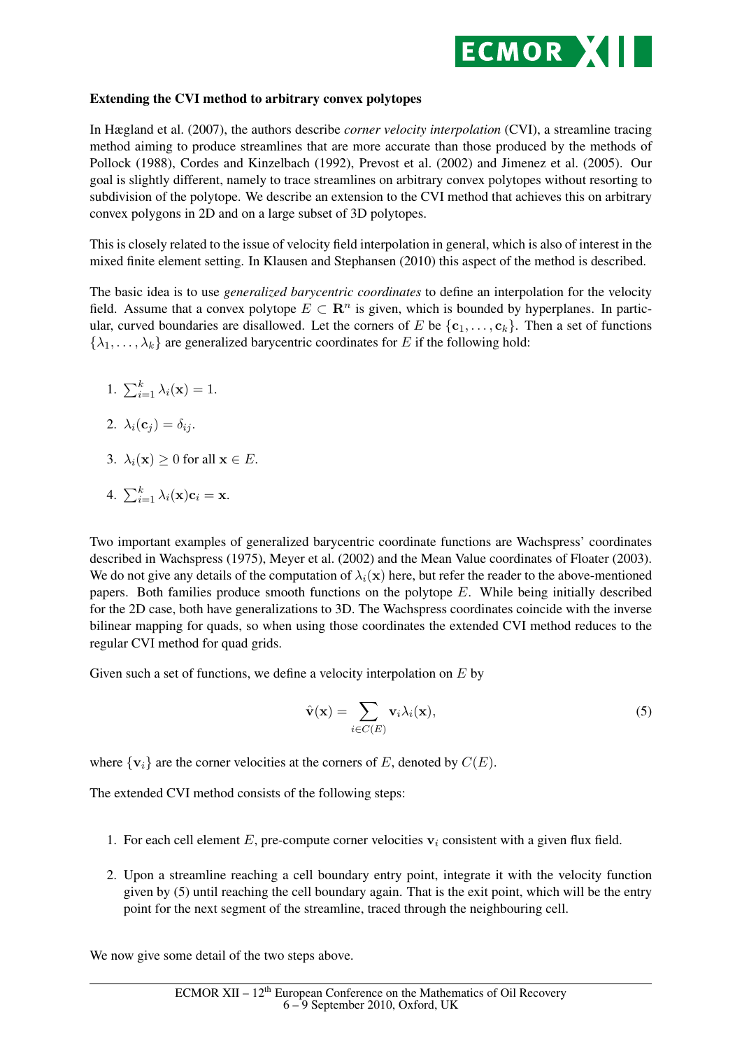**Extending the CVI method to arbitrary convex polytopes**

In Hægland et al. (2007), the authors describe *corner velocity interpolation* (CVI), a streamline tracing method aiming to produce streamlines that are more accurate than those produced by the methods of Pollock (1988), Cordes and Kinzelbach (1992), Prevost et al. (2002) and Jimenez et al. (2005). Our goal is slightly different, namely to trace streamlines on arbitrary convex polytopes without resorting to subdivision of the polytope. We describe an extension to the CVI method that achieves this on arbitrary convex polygons in 2D and on a large subset of 3D polytopes.

This is closely related to the issue of velocity field interpolation in general, which is also of interest in the mixed finite element setting. In Klausen and Stephansen (2010) this aspect of the method is described.

The basic idea is to use *generalized barycentric coordinates* to define an interpolation for the velocity field. Assume that a convex polytope $E \subset \mathbf{R}^n$ is given, which is bounded by hyperplanes. In particular, curved boundaries are disallowed. Let the corners of $E$ be $\{\mathbf{c}_1, \ldots, \mathbf{c}_k\}$. Then a set of functions $\{\lambda_1, \ldots, \lambda_k\}$ are generalized barycentric coordinates for $E$ if the following hold:

1. $\sum_{i=1}^{k} \lambda_i(\mathbf{x}) = 1$.
2. $\lambda_i(\mathbf{c}_j) = \delta_{ij}$.
3. $\lambda_i(\mathbf{x}) \geq 0$ for all $\mathbf{x} \in E$.
4. $\sum_{i=1}^{k} \lambda_i(\mathbf{x})\mathbf{c}_i = \mathbf{x}$.

Two important examples of generalized barycentric coordinate functions are Wachspress' coordinates described in Wachspress (1975), Meyer et al. (2002) and the Mean Value coordinates of Floater (2003). We do not give any details of the computation of $\lambda_i(\mathbf{x})$ here, but refer the reader to the above-mentioned papers. Both families produce smooth functions on the polytope $E$. While being initially described for the 2D case, both have generalizations to 3D. The Wachspress coordinates coincide with the inverse bilinear mapping for quads, so when using those coordinates the extended CVI method reduces to the regular CVI method for quad grids.

Given such a set of functions, we define a velocity interpolation on $E$ by

$$\hat{\mathbf{v}}(\mathbf{x}) = \sum_{i \in C(E)} \mathbf{v}_i \lambda_i(\mathbf{x}), \tag{5}$$

where $\{\mathbf{v}_i\}$ are the corner velocities at the corners of $E$, denoted by $C(E)$.

The extended CVI method consists of the following steps:

1. For each cell element $E$, pre-compute corner velocities $\mathbf{v}_i$ consistent with a given flux field.
2. Upon a streamline reaching a cell boundary entry point, integrate it with the velocity function given by (5) until reaching the cell boundary again. That is the exit point, which will be the entry point for the next segment of the streamline, traced through the neighbouring cell.

We now give some detail of the two steps above.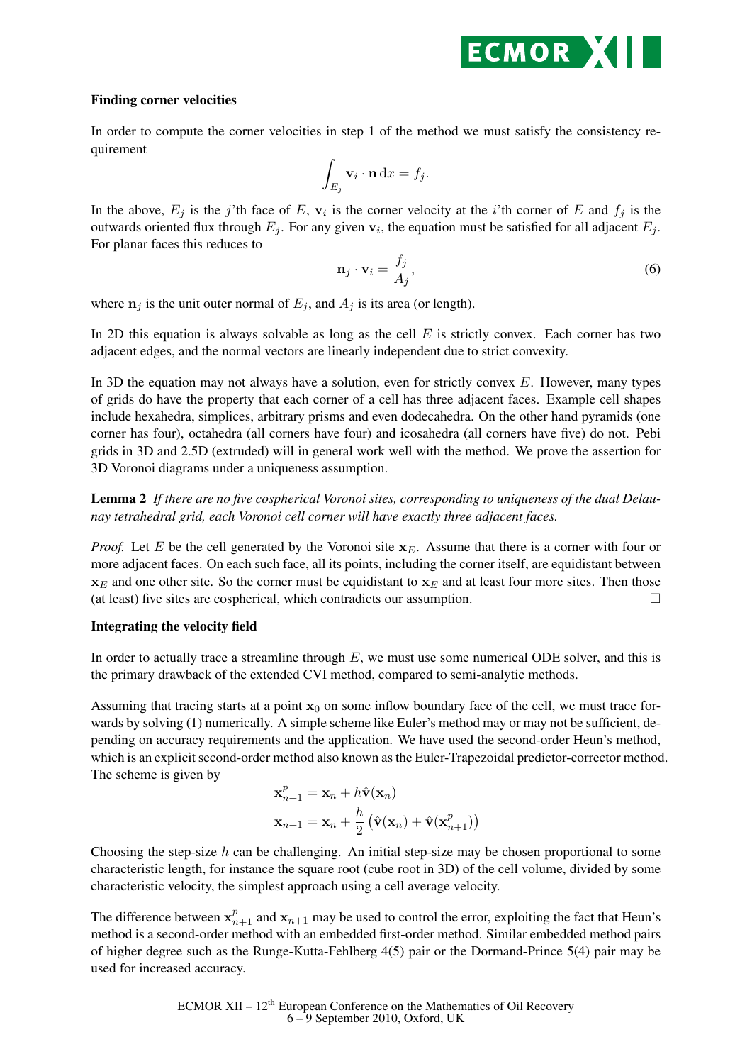### Finding corner velocities

In order to compute the corner velocities in step 1 of the method we must satisfy the consistency requirement

$$\int_{E_j} \mathbf{v}_i \cdot \mathbf{n} \, \mathrm{d}x = f_j.$$

In the above, $E_j$ is the $j$'th face of $E$, $\mathbf{v}_i$ is the corner velocity at the $i$'th corner of $E$ and $f_j$ is the outwards oriented flux through $E_j$. For any given $\mathbf{v}_i$, the equation must be satisfied for all adjacent $E_j$. For planar faces this reduces to

$$\mathbf{n}_j \cdot \mathbf{v}_i = \frac{f_j}{A_j}, \tag{6}$$

where $\mathbf{n}_j$ is the unit outer normal of $E_j$, and $A_j$ is its area (or length).

In 2D this equation is always solvable as long as the cell $E$ is strictly convex. Each corner has two adjacent edges, and the normal vectors are linearly independent due to strict convexity.

In 3D the equation may not always have a solution, even for strictly convex $E$. However, many types of grids do have the property that each corner of a cell has three adjacent faces. Example cell shapes include hexahedra, simplices, arbitrary prisms and even dodecahedra. On the other hand pyramids (one corner has four), octahedra (all corners have four) and icosahedra (all corners have five) do not. Pebi grids in 3D and 2.5D (extruded) will in general work well with the method. We prove the assertion for 3D Voronoi diagrams under a uniqueness assumption.

**Lemma 2** *If there are no five cospherical Voronoi sites, corresponding to uniqueness of the dual Delaunay tetrahedral grid, each Voronoi cell corner will have exactly three adjacent faces.*

*Proof.* Let $E$ be the cell generated by the Voronoi site $\mathbf{x}_E$. Assume that there is a corner with four or more adjacent faces. On each such face, all its points, including the corner itself, are equidistant between $\mathbf{x}_E$ and one other site. So the corner must be equidistant to $\mathbf{x}_E$ and at least four more sites. Then those (at least) five sites are cospherical, which contradicts our assumption. □

### Integrating the velocity field

In order to actually trace a streamline through $E$, we must use some numerical ODE solver, and this is the primary drawback of the extended CVI method, compared to semi-analytic methods.

Assuming that tracing starts at a point $\mathbf{x}_0$ on some inflow boundary face of the cell, we must trace forwards by solving (1) numerically. A simple scheme like Euler's method may or may not be sufficient, depending on accuracy requirements and the application. We have used the second-order Heun's method, which is an explicit second-order method also known as the Euler-Trapezoidal predictor-corrector method. The scheme is given by

$$\mathbf{x}_{n+1}^p = \mathbf{x}_n + h\hat{\mathbf{v}}(\mathbf{x}_n)$$
$$\mathbf{x}_{n+1} = \mathbf{x}_n + \frac{h}{2}\left(\hat{\mathbf{v}}(\mathbf{x}_n) + \hat{\mathbf{v}}(\mathbf{x}_{n+1}^p)\right)$$

Choosing the step-size $h$ can be challenging. An initial step-size may be chosen proportional to some characteristic length, for instance the square root (cube root in 3D) of the cell volume, divided by some characteristic velocity, the simplest approach using a cell average velocity.

The difference between $\mathbf{x}_{n+1}^p$ and $\mathbf{x}_{n+1}$ may be used to control the error, exploiting the fact that Heun's method is a second-order method with an embedded first-order method. Similar embedded method pairs of higher degree such as the Runge-Kutta-Fehlberg 4(5) pair or the Dormand-Prince 5(4) pair may be used for increased accuracy.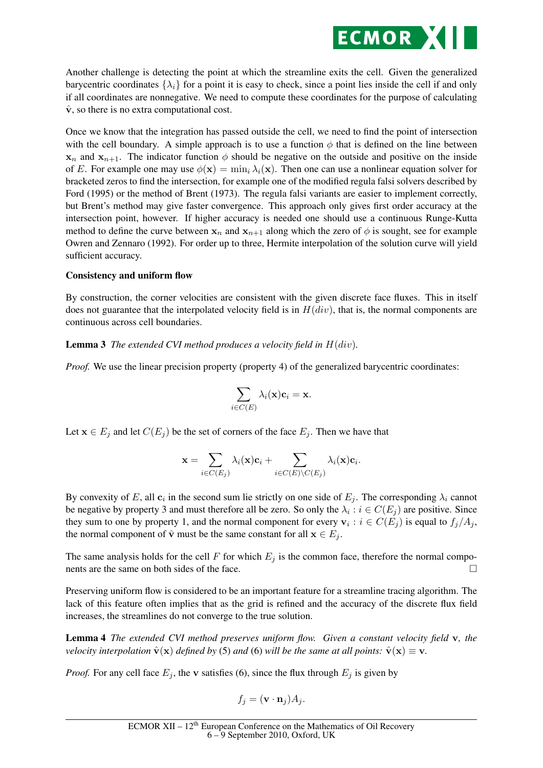Another challenge is detecting the point at which the streamline exits the cell. Given the generalized barycentric coordinates $\{\lambda_i\}$ for a point it is easy to check, since a point lies inside the cell if and only if all coordinates are nonnegative. We need to compute these coordinates for the purpose of calculating $\hat{\mathbf{v}}$, so there is no extra computational cost.

Once we know that the integration has passed outside the cell, we need to find the point of intersection with the cell boundary. A simple approach is to use a function $\phi$ that is defined on the line between $\mathbf{x}_n$ and $\mathbf{x}_{n+1}$. The indicator function $\phi$ should be negative on the outside and positive on the inside of $E$. For example one may use $\phi(\mathbf{x}) = \min_i \lambda_i(\mathbf{x})$. Then one can use a nonlinear equation solver for bracketed zeros to find the intersection, for example one of the modified regula falsi solvers described by Ford (1995) or the method of Brent (1973). The regula falsi variants are easier to implement correctly, but Brent's method may give faster convergence. This approach only gives first order accuracy at the intersection point, however. If higher accuracy is needed one should use a continuous Runge-Kutta method to define the curve between $\mathbf{x}_n$ and $\mathbf{x}_{n+1}$ along which the zero of $\phi$ is sought, see for example Owren and Zennaro (1992). For order up to three, Hermite interpolation of the solution curve will yield sufficient accuracy.

**Consistency and uniform flow**

By construction, the corner velocities are consistent with the given discrete face fluxes. This in itself does not guarantee that the interpolated velocity field is in $H(div)$, that is, the normal components are continuous across cell boundaries.

**Lemma 3** *The extended CVI method produces a velocity field in* $H(div)$.

*Proof.* We use the linear precision property (property 4) of the generalized barycentric coordinates:

$$\sum_{i \in C(E)} \lambda_i(\mathbf{x})\mathbf{c}_i = \mathbf{x}.$$

Let $\mathbf{x} \in E_j$ and let $C(E_j)$ be the set of corners of the face $E_j$. Then we have that

$$\mathbf{x} = \sum_{i \in C(E_j)} \lambda_i(\mathbf{x})\mathbf{c}_i + \sum_{i \in C(E)\setminus C(E_j)} \lambda_i(\mathbf{x})\mathbf{c}_i.$$

By convexity of $E$, all $\mathbf{c}_i$ in the second sum lie strictly on one side of $E_j$. The corresponding $\lambda_i$ cannot be negative by property 3 and must therefore all be zero. So only the $\lambda_i : i \in C(E_j)$ are positive. Since they sum to one by property 1, and the normal component for every $\mathbf{v}_i : i \in C(E_j)$ is equal to $f_j/A_j$, the normal component of $\hat{\mathbf{v}}$ must be the same constant for all $\mathbf{x} \in E_j$.

The same analysis holds for the cell $F$ for which $E_j$ is the common face, therefore the normal components are the same on both sides of the face. □

Preserving uniform flow is considered to be an important feature for a streamline tracing algorithm. The lack of this feature often implies that as the grid is refined and the accuracy of the discrete flux field increases, the streamlines do not converge to the true solution.

**Lemma 4** *The extended CVI method preserves uniform flow. Given a constant velocity field* $\mathbf{v}$*, the velocity interpolation* $\hat{\mathbf{v}}(\mathbf{x})$ *defined by* (5) *and* (6) *will be the same at all points:* $\hat{\mathbf{v}}(\mathbf{x}) \equiv \mathbf{v}$.

*Proof.* For any cell face $E_j$, the $\mathbf{v}$ satisfies (6), since the flux through $E_j$ is given by

$$f_j = (\mathbf{v} \cdot \mathbf{n}_j)A_j.$$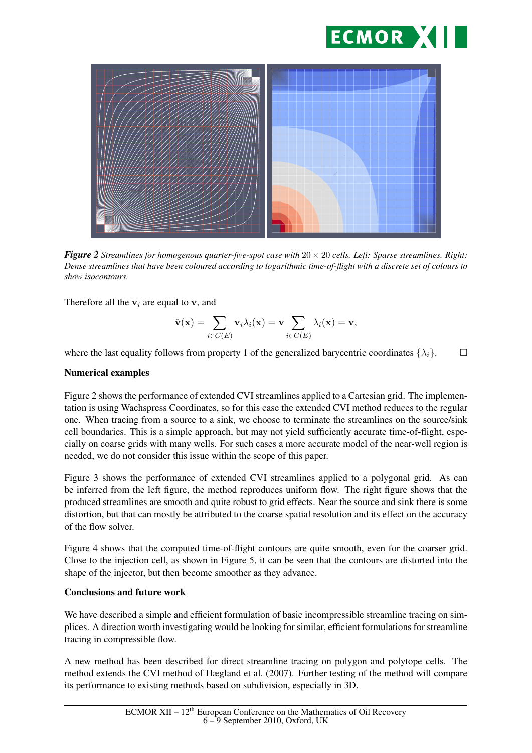*Figure 2* *Streamlines for homogenous quarter-five-spot case with $20 \times 20$ cells. Left: Sparse streamlines. Right: Dense streamlines that have been coloured according to logarithmic time-of-flight with a discrete set of colours to show isocontours.*

Therefore all the $\mathbf{v}_i$ are equal to $\mathbf{v}$, and

$$\hat{\mathbf{v}}(\mathbf{x}) = \sum_{i \in C(E)} \mathbf{v}_i \lambda_i(\mathbf{x}) = \mathbf{v} \sum_{i \in C(E)} \lambda_i(\mathbf{x}) = \mathbf{v},$$

where the last equality follows from property 1 of the generalized barycentric coordinates $\{\lambda_i\}$. $\square$

**Numerical examples**

Figure 2 shows the performance of extended CVI streamlines applied to a Cartesian grid. The implementation is using Wachspress Coordinates, so for this case the extended CVI method reduces to the regular one. When tracing from a source to a sink, we choose to terminate the streamlines on the source/sink cell boundaries. This is a simple approach, but may not yield sufficiently accurate time-of-flight, especially on coarse grids with many wells. For such cases a more accurate model of the near-well region is needed, we do not consider this issue within the scope of this paper.

Figure 3 shows the performance of extended CVI streamlines applied to a polygonal grid. As can be inferred from the left figure, the method reproduces uniform flow. The right figure shows that the produced streamlines are smooth and quite robust to grid effects. Near the source and sink there is some distortion, but that can mostly be attributed to the coarse spatial resolution and its effect on the accuracy of the flow solver.

Figure 4 shows that the computed time-of-flight contours are quite smooth, even for the coarser grid. Close to the injection cell, as shown in Figure 5, it can be seen that the contours are distorted into the shape of the injector, but then become smoother as they advance.

**Conclusions and future work**

We have described a simple and efficient formulation of basic incompressible streamline tracing on simplices. A direction worth investigating would be looking for similar, efficient formulations for streamline tracing in compressible flow.

A new method has been described for direct streamline tracing on polygon and polytope cells. The method extends the CVI method of Hægland et al. (2007). Further testing of the method will compare its performance to existing methods based on subdivision, especially in 3D.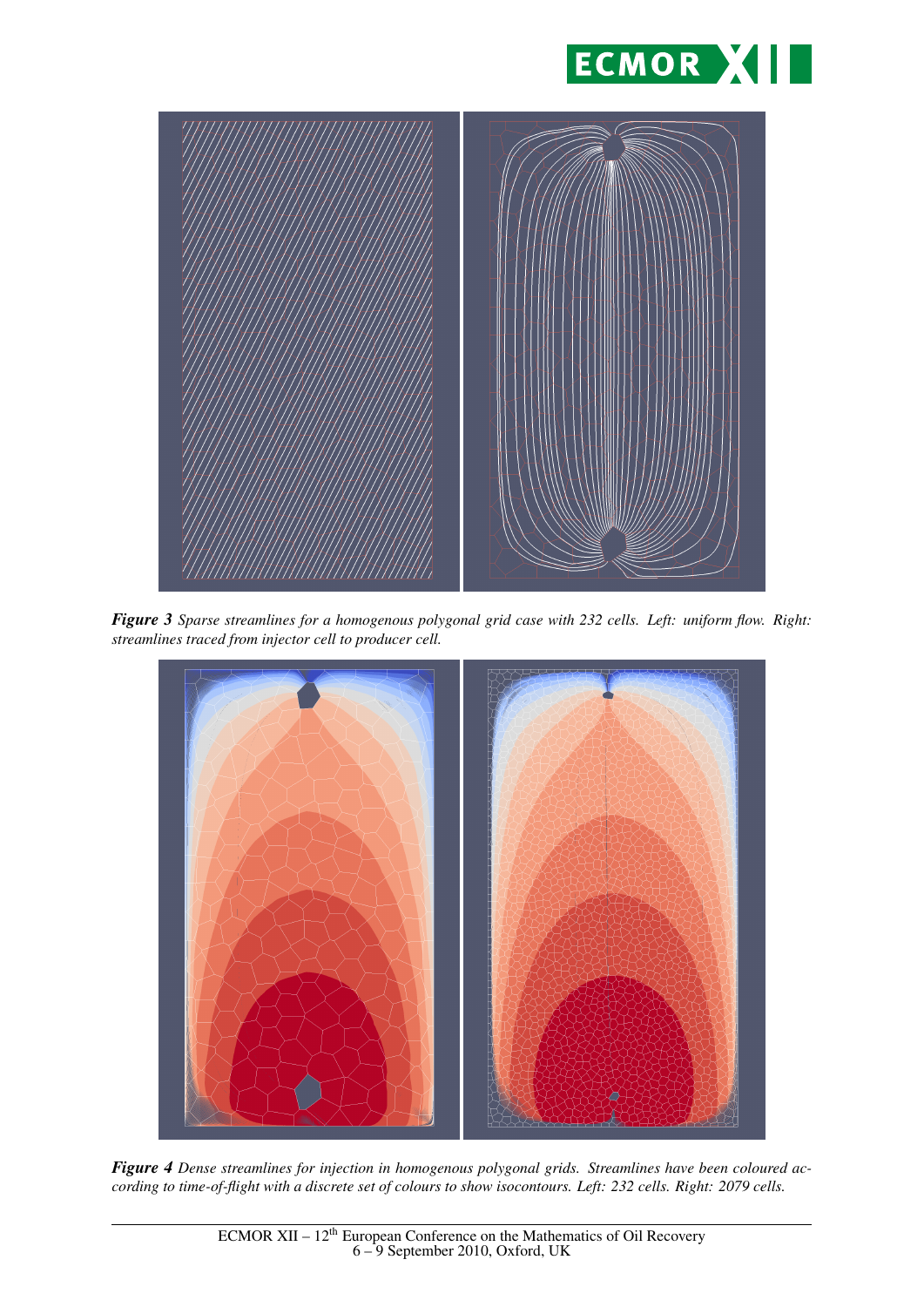***Figure 3*** *Sparse streamlines for a homogenous polygonal grid case with 232 cells. Left: uniform flow. Right: streamlines traced from injector cell to producer cell.*

***Figure 4*** *Dense streamlines for injection in homogenous polygonal grids. Streamlines have been coloured according to time-of-flight with a discrete set of colours to show isocontours. Left: 232 cells. Right: 2079 cells.*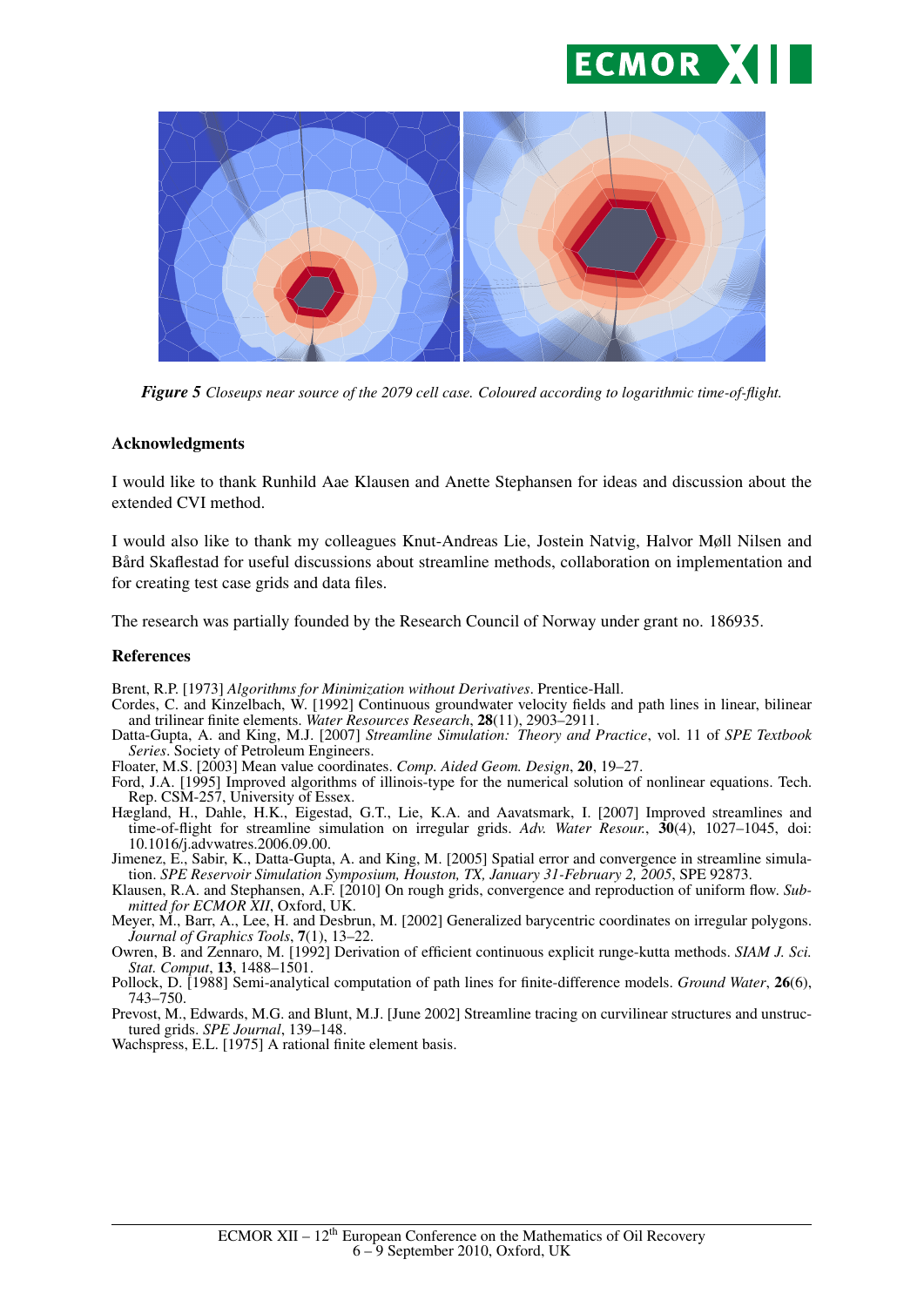*Figure 5* *Closeups near source of the 2079 cell case. Coloured according to logarithmic time-of-flight.*

## Acknowledgments

I would like to thank Runhild Aae Klausen and Anette Stephansen for ideas and discussion about the extended CVI method.

I would also like to thank my colleagues Knut-Andreas Lie, Jostein Natvig, Halvor Møll Nilsen and Bård Skaflestad for useful discussions about streamline methods, collaboration on implementation and for creating test case grids and data files.

The research was partially founded by the Research Council of Norway under grant no. 186935.

## References

Brent, R.P. [1973] *Algorithms for Minimization without Derivatives*. Prentice-Hall.

Cordes, C. and Kinzelbach, W. [1992] Continuous groundwater velocity fields and path lines in linear, bilinear and trilinear finite elements. *Water Resources Research*, **28**(11), 2903–2911.

Datta-Gupta, A. and King, M.J. [2007] *Streamline Simulation: Theory and Practice*, vol. 11 of *SPE Textbook Series*. Society of Petroleum Engineers.

Floater, M.S. [2003] Mean value coordinates. *Comp. Aided Geom. Design*, **20**, 19–27.

Ford, J.A. [1995] Improved algorithms of illinois-type for the numerical solution of nonlinear equations. Tech. Rep. CSM-257, University of Essex.

Hægland, H., Dahle, H.K., Eigestad, G.T., Lie, K.A. and Aavatsmark, I. [2007] Improved streamlines and time-of-flight for streamline simulation on irregular grids. *Adv. Water Resour.*, **30**(4), 1027–1045, doi: 10.1016/j.advwatres.2006.09.00.

Jimenez, E., Sabir, K., Datta-Gupta, A. and King, M. [2005] Spatial error and convergence in streamline simulation. *SPE Reservoir Simulation Symposium, Houston, TX, January 31-February 2, 2005*, SPE 92873.

Klausen, R.A. and Stephansen, A.F. [2010] On rough grids, convergence and reproduction of uniform flow. *Submitted for ECMOR XII*, Oxford, UK.

Meyer, M., Barr, A., Lee, H. and Desbrun, M. [2002] Generalized barycentric coordinates on irregular polygons. *Journal of Graphics Tools*, **7**(1), 13–22.

Owren, B. and Zennaro, M. [1992] Derivation of efficient continuous explicit runge-kutta methods. *SIAM J. Sci. Stat. Comput*, **13**, 1488–1501.

Pollock, D. [1988] Semi-analytical computation of path lines for finite-difference models. *Ground Water*, **26**(6), 743–750.

Prevost, M., Edwards, M.G. and Blunt, M.J. [June 2002] Streamline tracing on curvilinear structures and unstructured grids. *SPE Journal*, 139–148.

Wachspress, E.L. [1975] A rational finite element basis.